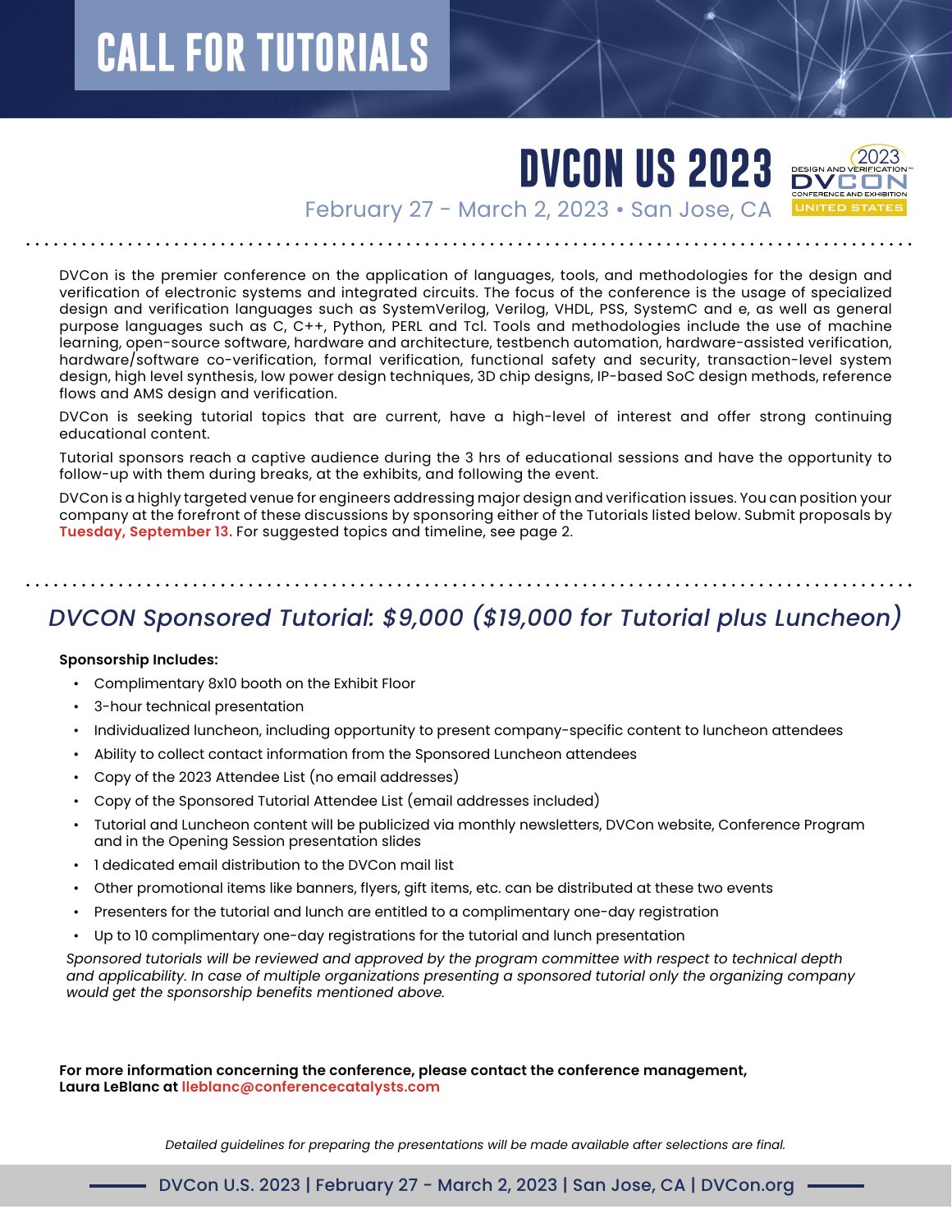# CALL FOR TUTORIALS

## DVCON US 2023

February 27 - March 2, 2023 • San Jose, CA

DVCon is the premier conference on the application of languages, tools, and methodologies for the design and verification of electronic systems and integrated circuits. The focus of the conference is the usage of specialized design and verification languages such as SystemVerilog, Verilog, VHDL, PSS, SystemC and e, as well as general purpose languages such as C, C++, Python, PERL and Tcl. Tools and methodologies include the use of machine learning, open-source software, hardware and architecture, testbench automation, hardware-assisted verification, hardware/software co-verification, formal verification, functional safety and security, transaction-level system design, high level synthesis, low power design techniques, 3D chip designs, IP-based SoC design methods, reference flows and AMS design and verification.

DVCon is seeking tutorial topics that are current, have a high-level of interest and offer strong continuing educational content.

Tutorial sponsors reach a captive audience during the 3 hrs of educational sessions and have the opportunity to follow-up with them during breaks, at the exhibits, and following the event.

DVCon is a highly targeted venue for engineers addressing major design and verification issues. You can position your company at the forefront of these discussions by sponsoring either of the Tutorials listed below. Submit proposals by **Tuesday, September 13.** For suggested topics and timeline, see page 2.

## *DVCON Sponsored Tutorial: $9,000 ($19,000 for Tutorial plus Luncheon)*

**Sponsorship Includes:**

- Complimentary 8x10 booth on the Exhibit Floor
- 3-hour technical presentation
- Individualized luncheon, including opportunity to present company-specific content to luncheon attendees
- Ability to collect contact information from the Sponsored Luncheon attendees
- Copy of the 2023 Attendee List (no email addresses)
- Copy of the Sponsored Tutorial Attendee List (email addresses included)
- Tutorial and Luncheon content will be publicized via monthly newsletters, DVCon website, Conference Program and in the Opening Session presentation slides
- 1 dedicated email distribution to the DVCon mail list
- Other promotional items like banners, flyers, gift items, etc. can be distributed at these two events
- Presenters for the tutorial and lunch are entitled to a complimentary one-day registration
- Up to 10 complimentary one-day registrations for the tutorial and lunch presentation

*Sponsored tutorials will be reviewed and approved by the program committee with respect to technical depth and applicability. In case of multiple organizations presenting a sponsored tutorial only the organizing company would get the sponsorship benefits mentioned above.*

**For more information concerning the conference, please contact the conference management, Laura LeBlanc at lleblanc@conferencecatalysts.com**

*Detailed guidelines for preparing the presentations will be made available after selections are final.*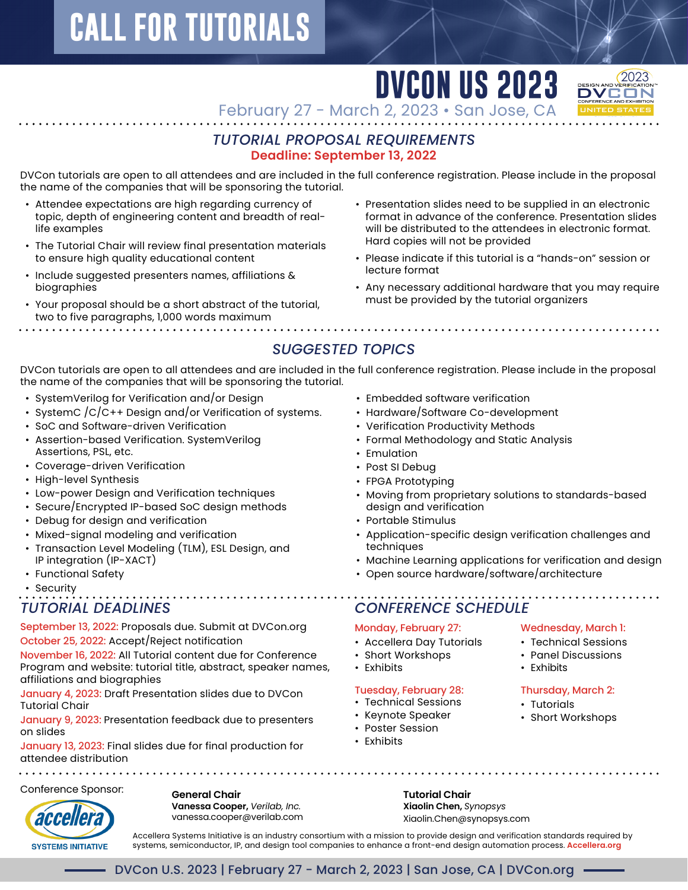// CALL FOR TUTORIALS

# DVCON US 2023

February 27 - March 2, 2023 • San Jose, CA

## TUTORIAL PROPOSAL REQUIREMENTS

**Deadline: September 13, 2022**

DVCon tutorials are open to all attendees and are included in the full conference registration. Please include in the proposal the name of the companies that will be sponsoring the tutorial.

- Attendee expectations are high regarding currency of topic, depth of engineering content and breadth of real-life examples
- The Tutorial Chair will review final presentation materials to ensure high quality educational content
- Include suggested presenters names, affiliations & biographies
- Your proposal should be a short abstract of the tutorial, two to five paragraphs, 1,000 words maximum
- Presentation slides need to be supplied in an electronic format in advance of the conference. Presentation slides will be distributed to the attendees in electronic format. Hard copies will not be provided
- Please indicate if this tutorial is a "hands-on" session or lecture format
- Any necessary additional hardware that you may require must be provided by the tutorial organizers

## SUGGESTED TOPICS

DVCon tutorials are open to all attendees and are included in the full conference registration. Please include in the proposal the name of the companies that will be sponsoring the tutorial.

- SystemVerilog for Verification and/or Design
- SystemC /C/C++ Design and/or Verification of systems.
- SoC and Software-driven Verification
- Assertion-based Verification. SystemVerilog Assertions, PSL, etc.
- Coverage-driven Verification
- High-level Synthesis
- Low-power Design and Verification techniques
- Secure/Encrypted IP-based SoC design methods
- Debug for design and verification
- Mixed-signal modeling and verification
- Transaction Level Modeling (TLM), ESL Design, and IP integration (IP-XACT)
- Functional Safety
- Security
- Embedded software verification
- Hardware/Software Co-development
- Verification Productivity Methods
- Formal Methodology and Static Analysis
- Emulation
- Post SI Debug
- FPGA Prototyping
- Moving from proprietary solutions to standards-based design and verification
- Portable Stimulus
- Application-specific design verification challenges and techniques
- Machine Learning applications for verification and design
- Open source hardware/software/architecture

## TUTORIAL DEADLINES

September 13, 2022: Proposals due. Submit at DVCon.org

October 25, 2022: Accept/Reject notification

November 16, 2022: All Tutorial content due for Conference Program and website: tutorial title, abstract, speaker names, affiliations and biographies

January 4, 2023: Draft Presentation slides due to DVCon Tutorial Chair

January 9, 2023: Presentation feedback due to presenters on slides

January 13, 2023: Final slides due for final production for attendee distribution

## CONFERENCE SCHEDULE

**Monday, February 27:**
- Accellera Day Tutorials
- Short Workshops
- Exhibits

**Tuesday, February 28:**
- Technical Sessions
- Keynote Speaker
- Poster Session
- Exhibits

**Wednesday, March 1:**
- Technical Sessions
- Panel Discussions
- Exhibits

**Thursday, March 2:**
- Tutorials
- Short Workshops

Conference Sponsor:

**General Chair**
**Vanessa Cooper,** *Verilab, Inc.*
vanessa.cooper@verilab.com

**Tutorial Chair**
**Xiaolin Chen,** *Synopsys*
Xiaolin.Chen@synopsys.com

Accellera Systems Initiative is an industry consortium with a mission to provide design and verification standards required by systems, semiconductor, IP, and design tool companies to enhance a front-end design automation process. Accellera.org

DVCon U.S. 2023 | February 27 - March 2, 2023 | San Jose, CA | DVCon.org